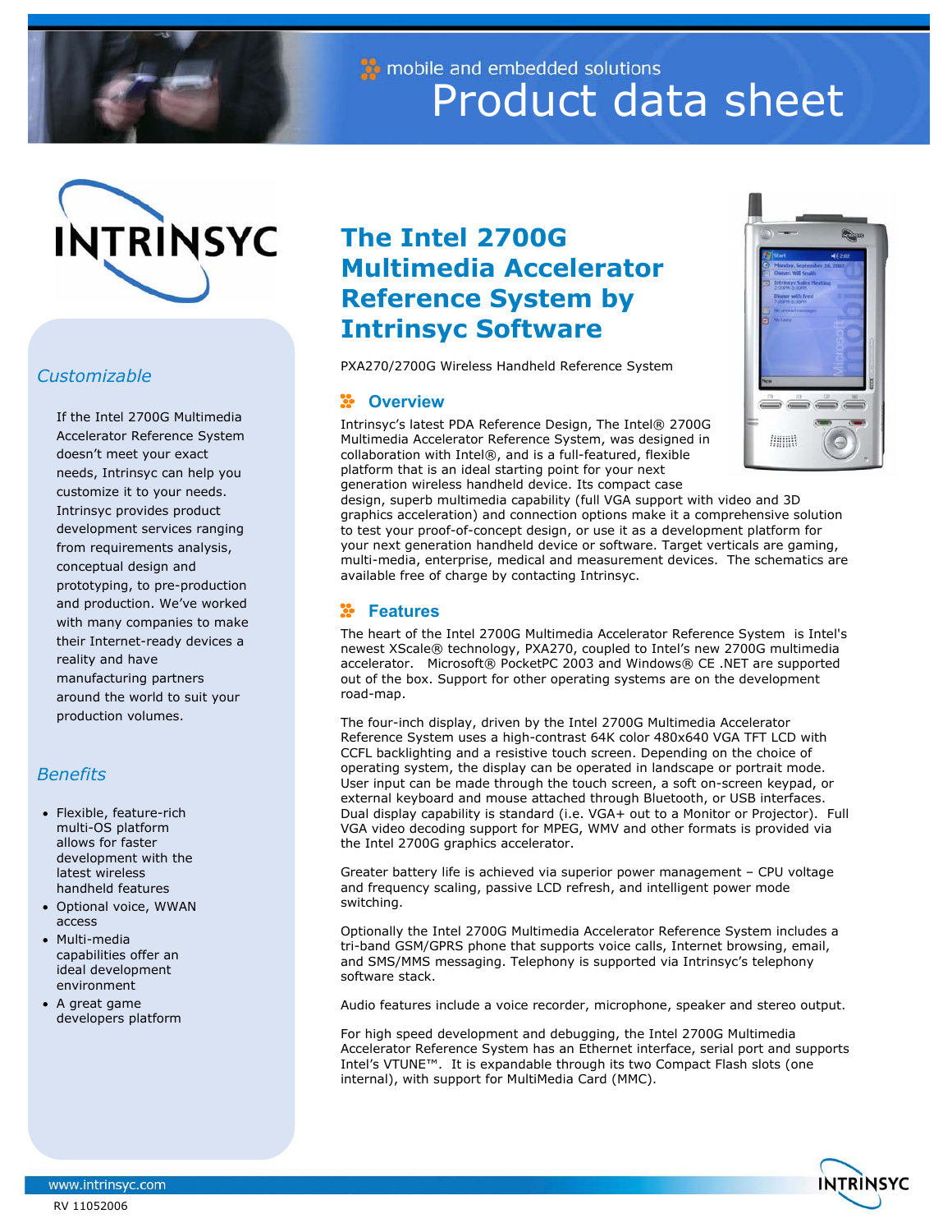mobile and embedded solutions

# Product data sheet

# The Intel 2700G Multimedia Accelerator Reference System by Intrinsyc Software

PXA270/2700G Wireless Handheld Reference System

## Overview

Intrinsyc's latest PDA Reference Design, The Intel® 2700G Multimedia Accelerator Reference System, was designed in collaboration with Intel®, and is a full-featured, flexible platform that is an ideal starting point for your next generation wireless handheld device. Its compact case design, superb multimedia capability (full VGA support with video and 3D graphics acceleration) and connection options make it a comprehensive solution to test your proof-of-concept design, or use it as a development platform for your next generation handheld device or software. Target verticals are gaming, multi-media, enterprise, medical and measurement devices. The schematics are available free of charge by contacting Intrinsyc.

## Features

The heart of the Intel 2700G Multimedia Accelerator Reference System is Intel's newest XScale® technology, PXA270, coupled to Intel's new 2700G multimedia accelerator. Microsoft® PocketPC 2003 and Windows® CE .NET are supported out of the box. Support for other operating systems are on the development road-map.

The four-inch display, driven by the Intel 2700G Multimedia Accelerator Reference System uses a high-contrast 64K color 480x640 VGA TFT LCD with CCFL backlighting and a resistive touch screen. Depending on the choice of operating system, the display can be operated in landscape or portrait mode. User input can be made through the touch screen, a soft on-screen keypad, or external keyboard and mouse attached through Bluetooth, or USB interfaces. Dual display capability is standard (i.e. VGA+ out to a Monitor or Projector). Full VGA video decoding support for MPEG, WMV and other formats is provided via the Intel 2700G graphics accelerator.

Greater battery life is achieved via superior power management – CPU voltage and frequency scaling, passive LCD refresh, and intelligent power mode switching.

Optionally the Intel 2700G Multimedia Accelerator Reference System includes a tri-band GSM/GPRS phone that supports voice calls, Internet browsing, email, and SMS/MMS messaging. Telephony is supported via Intrinsyc's telephony software stack.

Audio features include a voice recorder, microphone, speaker and stereo output.

For high speed development and debugging, the Intel 2700G Multimedia Accelerator Reference System has an Ethernet interface, serial port and supports Intel's VTUNE™. It is expandable through its two Compact Flash slots (one internal), with support for MultiMedia Card (MMC).

### *Customizable*

If the Intel 2700G Multimedia Accelerator Reference System doesn't meet your exact needs, Intrinsyc can help you customize it to your needs. Intrinsyc provides product development services ranging from requirements analysis, conceptual design and prototyping, to pre-production and production. We've worked with many companies to make their Internet-ready devices a reality and have manufacturing partners around the world to suit your production volumes.

### *Benefits*

- Flexible, feature-rich multi-OS platform allows for faster development with the latest wireless handheld features
- Optional voice, WWAN access
- Multi-media capabilities offer an ideal development environment
- A great game developers platform

www.intrinsyc.com

RV 11052006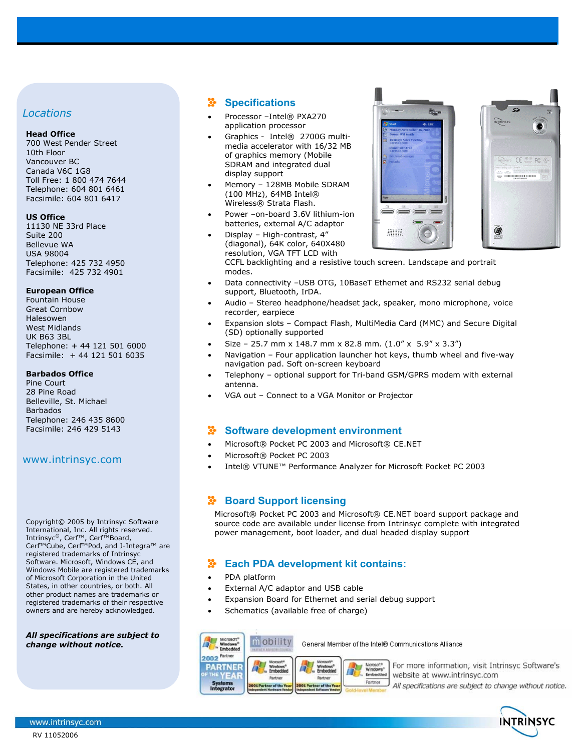## Locations

**Head Office**
700 West Pender Street
10th Floor
Vancouver BC
Canada V6C 1G8
Toll Free: 1 800 474 7644
Telephone: 604 801 6461
Facsimile: 604 801 6417

**US Office**
11130 NE 33rd Place
Suite 200
Bellevue WA
USA 98004
Telephone: 425 732 4950
Facsimile: 425 732 4901

**European Office**
Fountain House
Great Cornbow
Halesowen
West Midlands
UK B63 3BL
Telephone: + 44 121 501 6000
Facsimile: + 44 121 501 6035

**Barbados Office**
Pine Court
28 Pine Road
Belleville, St. Michael
Barbados
Telephone: 246 435 8600
Facsimile: 246 429 5143

www.intrinsyc.com

Copyright© 2005 by Intrinsyc Software International, Inc. All rights reserved. Intrinsyc®, Cerf™, Cerf™Board, Cerf™Cube, Cerf™Pod, and J-Integra™ are registered trademarks of Intrinsyc Software. Microsoft, Windows CE, and Windows Mobile are registered trademarks of Microsoft Corporation in the United States, in other countries, or both. All other product names are trademarks or registered trademarks of their respective owners and are hereby acknowledged.

***All specifications are subject to change without notice.***

## Specifications

- Processor –Intel® PXA270 application processor
- Graphics - Intel® 2700G multi-media accelerator with 16/32 MB of graphics memory (Mobile SDRAM and integrated dual display support
- Memory – 128MB Mobile SDRAM (100 MHz), 64MB Intel® Wireless® Strata Flash.
- Power –on-board 3.6V lithium-ion batteries, external A/C adaptor
- Display – High-contrast, 4" (diagonal), 64K color, 640X480 resolution, VGA TFT LCD with CCFL backlighting and a resistive touch screen. Landscape and portrait modes.
- Data connectivity –USB OTG, 10BaseT Ethernet and RS232 serial debug support, Bluetooth, IrDA.
- Audio – Stereo headphone/headset jack, speaker, mono microphone, voice recorder, earpiece
- Expansion slots – Compact Flash, MultiMedia Card (MMC) and Secure Digital (SD) optionally supported
- Size – 25.7 mm x 148.7 mm x 82.8 mm. (1.0" x 5.9" x 3.3")
- Navigation – Four application launcher hot keys, thumb wheel and five-way navigation pad. Soft on-screen keyboard
- Telephony – optional support for Tri-band GSM/GPRS modem with external antenna.
- VGA out – Connect to a VGA Monitor or Projector

## Software development environment

- Microsoft® Pocket PC 2003 and Microsoft® CE.NET
- Microsoft® Pocket PC 2003
- Intel® VTUNE™ Performance Analyzer for Microsoft Pocket PC 2003

## Board Support licensing

Microsoft® Pocket PC 2003 and Microsoft® CE.NET board support package and source code are available under license from Intrinsyc complete with integrated power management, boot loader, and dual headed display support

## Each PDA development kit contains:

- PDA platform
- External A/C adaptor and USB cable
- Expansion Board for Ethernet and serial debug support
- Schematics (available free of charge)

General Member of the Intel® Communications Alliance

For more information, visit Intrinsyc Software's website at www.intrinsyc.com

*All specifications are subject to change without notice.*

RV 11052006